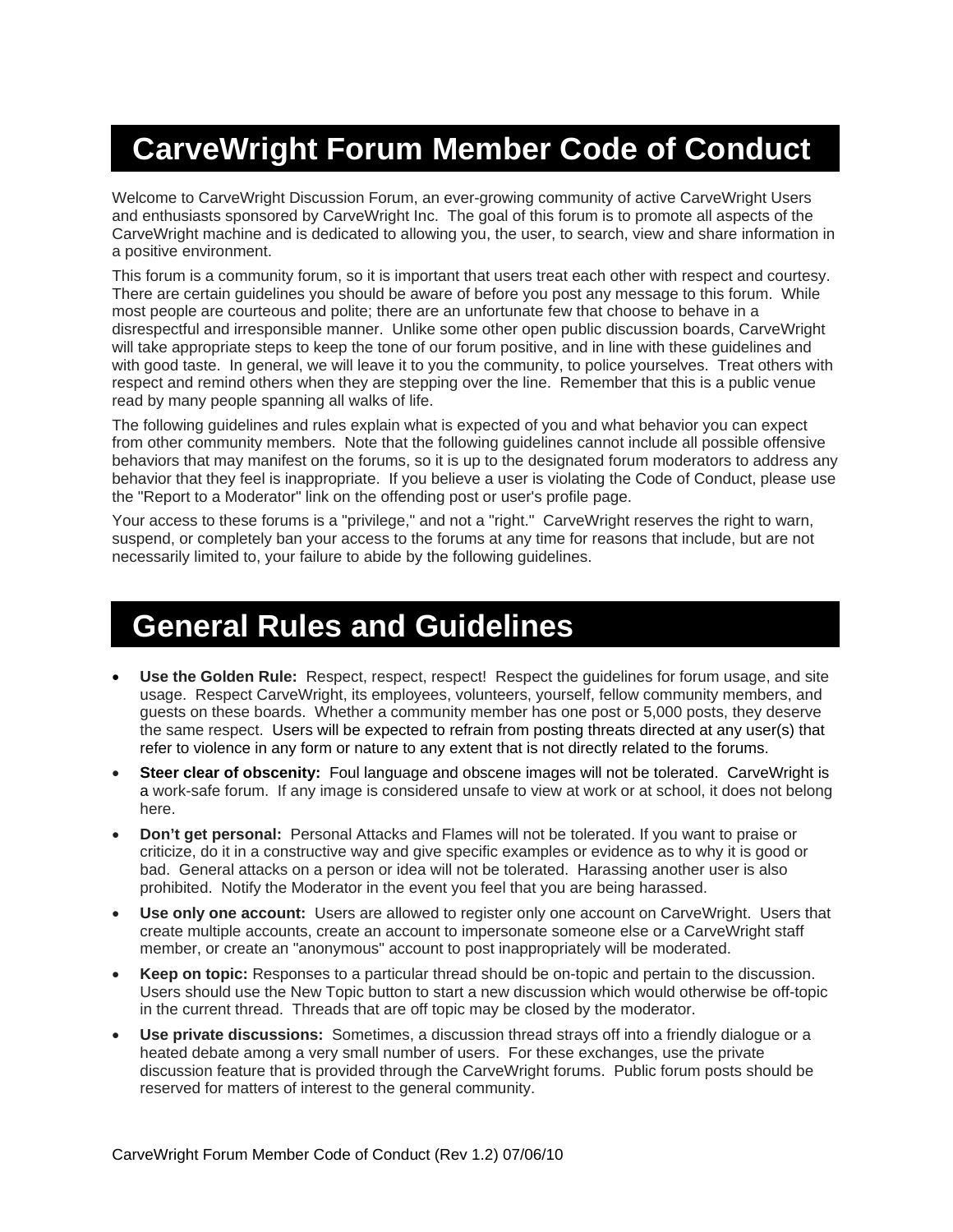# CarveWright Forum Member Code of Conduct

Welcome to CarveWright Discussion Forum, an ever-growing community of active CarveWright Users and enthusiasts sponsored by CarveWright Inc. The goal of this forum is to promote all aspects of the CarveWright machine and is dedicated to allowing you, the user, to search, view and share information in a positive environment.

This forum is a community forum, so it is important that users treat each other with respect and courtesy. There are certain guidelines you should be aware of before you post any message to this forum. While most people are courteous and polite; there are an unfortunate few that choose to behave in a disrespectful and irresponsible manner. Unlike some other open public discussion boards, CarveWright will take appropriate steps to keep the tone of our forum positive, and in line with these guidelines and with good taste. In general, we will leave it to you the community, to police yourselves. Treat others with respect and remind others when they are stepping over the line. Remember that this is a public venue read by many people spanning all walks of life.

The following guidelines and rules explain what is expected of you and what behavior you can expect from other community members. Note that the following guidelines cannot include all possible offensive behaviors that may manifest on the forums, so it is up to the designated forum moderators to address any behavior that they feel is inappropriate. If you believe a user is violating the Code of Conduct, please use the "Report to a Moderator" link on the offending post or user's profile page.

Your access to these forums is a "privilege," and not a "right." CarveWright reserves the right to warn, suspend, or completely ban your access to the forums at any time for reasons that include, but are not necessarily limited to, your failure to abide by the following guidelines.

# General Rules and Guidelines

- **Use the Golden Rule:** Respect, respect, respect! Respect the guidelines for forum usage, and site usage. Respect CarveWright, its employees, volunteers, yourself, fellow community members, and guests on these boards. Whether a community member has one post or 5,000 posts, they deserve the same respect. Users will be expected to refrain from posting threats directed at any user(s) that refer to violence in any form or nature to any extent that is not directly related to the forums.
- **Steer clear of obscenity:** Foul language and obscene images will not be tolerated. CarveWright is a work-safe forum. If any image is considered unsafe to view at work or at school, it does not belong here.
- **Don't get personal:** Personal Attacks and Flames will not be tolerated. If you want to praise or criticize, do it in a constructive way and give specific examples or evidence as to why it is good or bad. General attacks on a person or idea will not be tolerated. Harassing another user is also prohibited. Notify the Moderator in the event you feel that you are being harassed.
- **Use only one account:** Users are allowed to register only one account on CarveWright. Users that create multiple accounts, create an account to impersonate someone else or a CarveWright staff member, or create an "anonymous" account to post inappropriately will be moderated.
- **Keep on topic:** Responses to a particular thread should be on-topic and pertain to the discussion. Users should use the New Topic button to start a new discussion which would otherwise be off-topic in the current thread. Threads that are off topic may be closed by the moderator.
- **Use private discussions:** Sometimes, a discussion thread strays off into a friendly dialogue or a heated debate among a very small number of users. For these exchanges, use the private discussion feature that is provided through the CarveWright forums. Public forum posts should be reserved for matters of interest to the general community.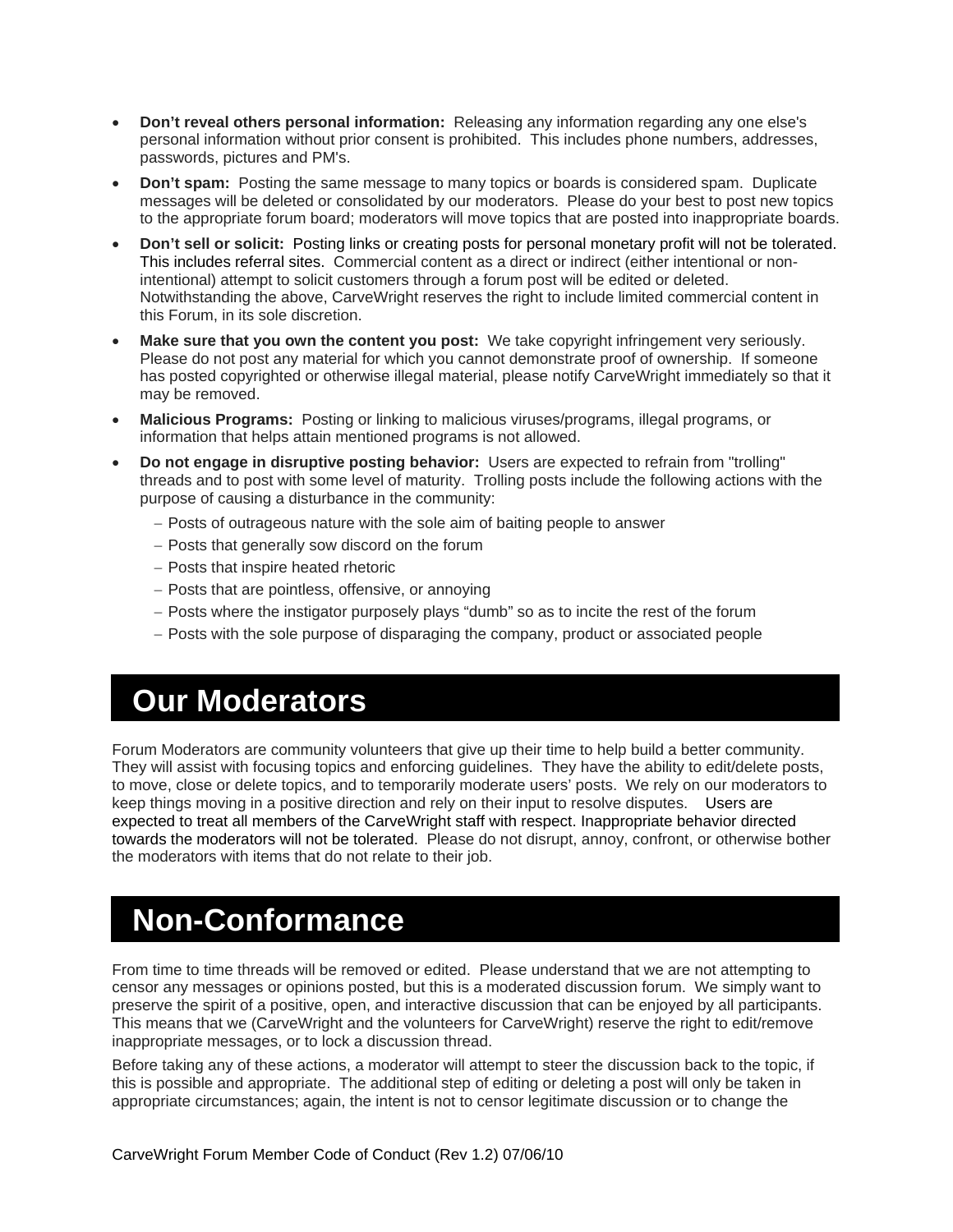- **Don't reveal others personal information:** Releasing any information regarding any one else's personal information without prior consent is prohibited. This includes phone numbers, addresses, passwords, pictures and PM's.
- **Don't spam:** Posting the same message to many topics or boards is considered spam. Duplicate messages will be deleted or consolidated by our moderators. Please do your best to post new topics to the appropriate forum board; moderators will move topics that are posted into inappropriate boards.
- **Don't sell or solicit:** Posting links or creating posts for personal monetary profit will not be tolerated. This includes referral sites. Commercial content as a direct or indirect (either intentional or non-intentional) attempt to solicit customers through a forum post will be edited or deleted. Notwithstanding the above, CarveWright reserves the right to include limited commercial content in this Forum, in its sole discretion.
- **Make sure that you own the content you post:** We take copyright infringement very seriously. Please do not post any material for which you cannot demonstrate proof of ownership. If someone has posted copyrighted or otherwise illegal material, please notify CarveWright immediately so that it may be removed.
- **Malicious Programs:** Posting or linking to malicious viruses/programs, illegal programs, or information that helps attain mentioned programs is not allowed.
- **Do not engage in disruptive posting behavior:** Users are expected to refrain from "trolling" threads and to post with some level of maturity. Trolling posts include the following actions with the purpose of causing a disturbance in the community:
  - Posts of outrageous nature with the sole aim of baiting people to answer
  - Posts that generally sow discord on the forum
  - Posts that inspire heated rhetoric
  - Posts that are pointless, offensive, or annoying
  - Posts where the instigator purposely plays "dumb" so as to incite the rest of the forum
  - Posts with the sole purpose of disparaging the company, product or associated people

# Our Moderators

Forum Moderators are community volunteers that give up their time to help build a better community. They will assist with focusing topics and enforcing guidelines. They have the ability to edit/delete posts, to move, close or delete topics, and to temporarily moderate users' posts. We rely on our moderators to keep things moving in a positive direction and rely on their input to resolve disputes. Users are expected to treat all members of the CarveWright staff with respect. Inappropriate behavior directed towards the moderators will not be tolerated. Please do not disrupt, annoy, confront, or otherwise bother the moderators with items that do not relate to their job.

# Non-Conformance

From time to time threads will be removed or edited. Please understand that we are not attempting to censor any messages or opinions posted, but this is a moderated discussion forum. We simply want to preserve the spirit of a positive, open, and interactive discussion that can be enjoyed by all participants. This means that we (CarveWright and the volunteers for CarveWright) reserve the right to edit/remove inappropriate messages, or to lock a discussion thread.

Before taking any of these actions, a moderator will attempt to steer the discussion back to the topic, if this is possible and appropriate. The additional step of editing or deleting a post will only be taken in appropriate circumstances; again, the intent is not to censor legitimate discussion or to change the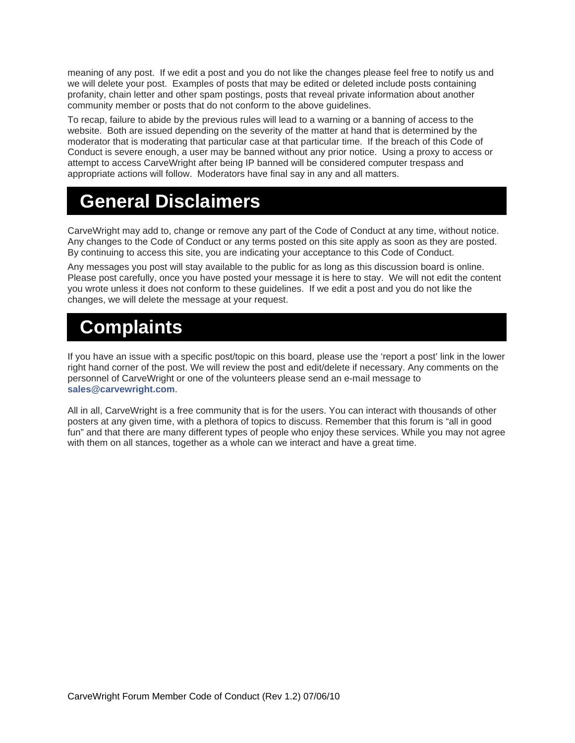meaning of any post. If we edit a post and you do not like the changes please feel free to notify us and we will delete your post. Examples of posts that may be edited or deleted include posts containing profanity, chain letter and other spam postings, posts that reveal private information about another community member or posts that do not conform to the above guidelines.

To recap, failure to abide by the previous rules will lead to a warning or a banning of access to the website. Both are issued depending on the severity of the matter at hand that is determined by the moderator that is moderating that particular case at that particular time. If the breach of this Code of Conduct is severe enough, a user may be banned without any prior notice. Using a proxy to access or attempt to access CarveWright after being IP banned will be considered computer trespass and appropriate actions will follow. Moderators have final say in any and all matters.

# General Disclaimers

CarveWright may add to, change or remove any part of the Code of Conduct at any time, without notice. Any changes to the Code of Conduct or any terms posted on this site apply as soon as they are posted. By continuing to access this site, you are indicating your acceptance to this Code of Conduct.

Any messages you post will stay available to the public for as long as this discussion board is online. Please post carefully, once you have posted your message it is here to stay. We will not edit the content you wrote unless it does not conform to these guidelines. If we edit a post and you do not like the changes, we will delete the message at your request.

# Complaints

If you have an issue with a specific post/topic on this board, please use the 'report a post' link in the lower right hand corner of the post. We will review the post and edit/delete if necessary. Any comments on the personnel of CarveWright or one of the volunteers please send an e-mail message to **sales@carvewright.com**.

All in all, CarveWright is a free community that is for the users. You can interact with thousands of other posters at any given time, with a plethora of topics to discuss. Remember that this forum is "all in good fun" and that there are many different types of people who enjoy these services. While you may not agree with them on all stances, together as a whole can we interact and have a great time.